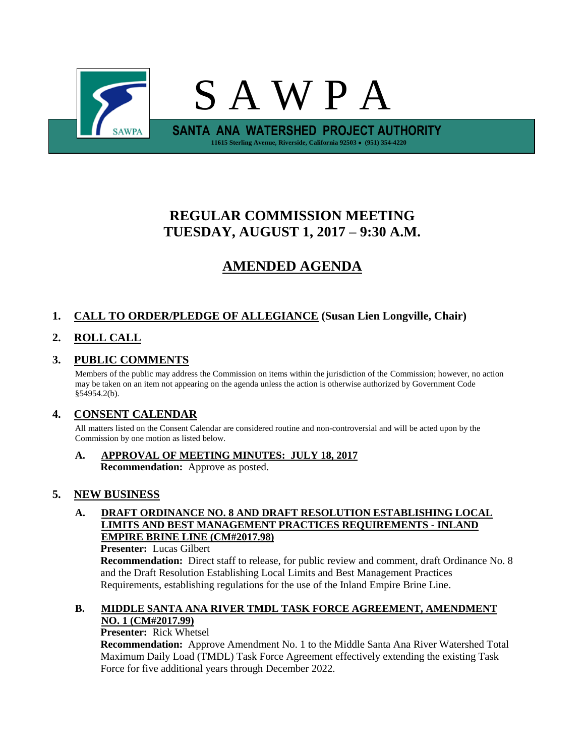# S A W P A

**SANTA ANA WATERSHED PROJECT AUTHORITY**

**11615 Sterling Avenue, Riverside, California 92503 • (951) 354-4220**

## REGULAR COMMISSION MEETING
## TUESDAY, AUGUST 1, 2017 – 9:30 A.M.

## AMENDED AGENDA

### 1. CALL TO ORDER/PLEDGE OF ALLEGIANCE (Susan Lien Longville, Chair)

### 2. ROLL CALL

### 3. PUBLIC COMMENTS

Members of the public may address the Commission on items within the jurisdiction of the Commission; however, no action may be taken on an item not appearing on the agenda unless the action is otherwise authorized by Government Code §54954.2(b).

### 4. CONSENT CALENDAR

All matters listed on the Consent Calendar are considered routine and non-controversial and will be acted upon by the Commission by one motion as listed below.

**A. APPROVAL OF MEETING MINUTES: JULY 18, 2017**
**Recommendation:** Approve as posted.

### 5. NEW BUSINESS

**A. DRAFT ORDINANCE NO. 8 AND DRAFT RESOLUTION ESTABLISHING LOCAL LIMITS AND BEST MANAGEMENT PRACTICES REQUIREMENTS - INLAND EMPIRE BRINE LINE (CM#2017.98)**
**Presenter:** Lucas Gilbert
**Recommendation:** Direct staff to release, for public review and comment, draft Ordinance No. 8 and the Draft Resolution Establishing Local Limits and Best Management Practices Requirements, establishing regulations for the use of the Inland Empire Brine Line.

**B. MIDDLE SANTA ANA RIVER TMDL TASK FORCE AGREEMENT, AMENDMENT NO. 1 (CM#2017.99)**
**Presenter:** Rick Whetsel
**Recommendation:** Approve Amendment No. 1 to the Middle Santa Ana River Watershed Total Maximum Daily Load (TMDL) Task Force Agreement effectively extending the existing Task Force for five additional years through December 2022.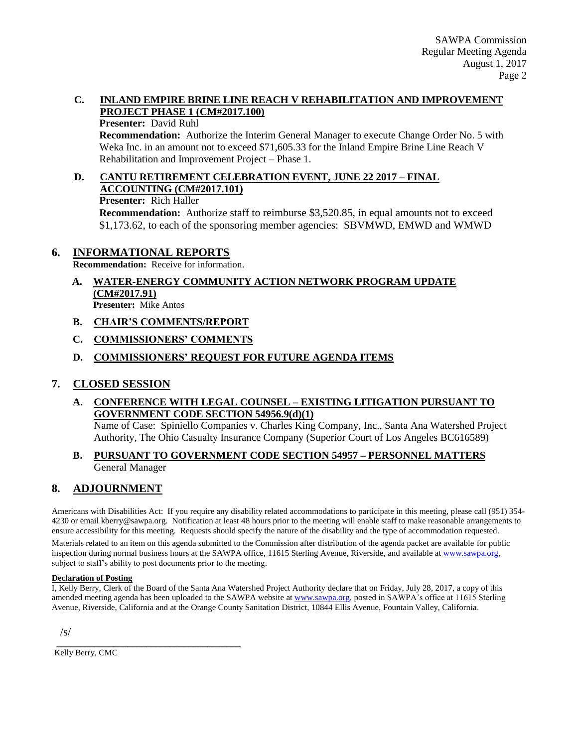**C. INLAND EMPIRE BRINE LINE REACH V REHABILITATION AND IMPROVEMENT PROJECT PHASE 1 (CM#2017.100)**

**Presenter:** David Ruhl

**Recommendation:** Authorize the Interim General Manager to execute Change Order No. 5 with Weka Inc. in an amount not to exceed $71,605.33 for the Inland Empire Brine Line Reach V Rehabilitation and Improvement Project – Phase 1.

**D. CANTU RETIREMENT CELEBRATION EVENT, JUNE 22 2017 – FINAL ACCOUNTING (CM#2017.101)**

**Presenter:** Rich Haller

**Recommendation:** Authorize staff to reimburse $3,520.85, in equal amounts not to exceed $1,173.62, to each of the sponsoring member agencies: SBVMWD, EMWD and WMWD

## 6. INFORMATIONAL REPORTS

**Recommendation:** Receive for information.

**A. WATER-ENERGY COMMUNITY ACTION NETWORK PROGRAM UPDATE (CM#2017.91)**

**Presenter:** Mike Antos

**B. CHAIR'S COMMENTS/REPORT**

**C. COMMISSIONERS' COMMENTS**

**D. COMMISSIONERS' REQUEST FOR FUTURE AGENDA ITEMS**

## 7. CLOSED SESSION

**A. CONFERENCE WITH LEGAL COUNSEL – EXISTING LITIGATION PURSUANT TO GOVERNMENT CODE SECTION 54956.9(d)(1)**

Name of Case: Spiniello Companies v. Charles King Company, Inc., Santa Ana Watershed Project Authority, The Ohio Casualty Insurance Company (Superior Court of Los Angeles BC616589)

**B. PURSUANT TO GOVERNMENT CODE SECTION 54957 – PERSONNEL MATTERS**

General Manager

## 8. ADJOURNMENT

Americans with Disabilities Act: If you require any disability related accommodations to participate in this meeting, please call (951) 354-4230 or email kberry@sawpa.org. Notification at least 48 hours prior to the meeting will enable staff to make reasonable arrangements to ensure accessibility for this meeting. Requests should specify the nature of the disability and the type of accommodation requested.

Materials related to an item on this agenda submitted to the Commission after distribution of the agenda packet are available for public inspection during normal business hours at the SAWPA office, 11615 Sterling Avenue, Riverside, and available at www.sawpa.org, subject to staff's ability to post documents prior to the meeting.

**Declaration of Posting**

I, Kelly Berry, Clerk of the Board of the Santa Ana Watershed Project Authority declare that on Friday, July 28, 2017, a copy of this amended meeting agenda has been uploaded to the SAWPA website at www.sawpa.org, posted in SAWPA's office at 11615 Sterling Avenue, Riverside, California and at the Orange County Sanitation District, 10844 Ellis Avenue, Fountain Valley, California.

/s/

\_\_\_\_\_\_\_\_\_\_\_\_\_\_\_\_\_\_\_\_\_\_\_\_\_\_\_\_\_\_\_\_\_\_\_\_\_\_\_\_

Kelly Berry, CMC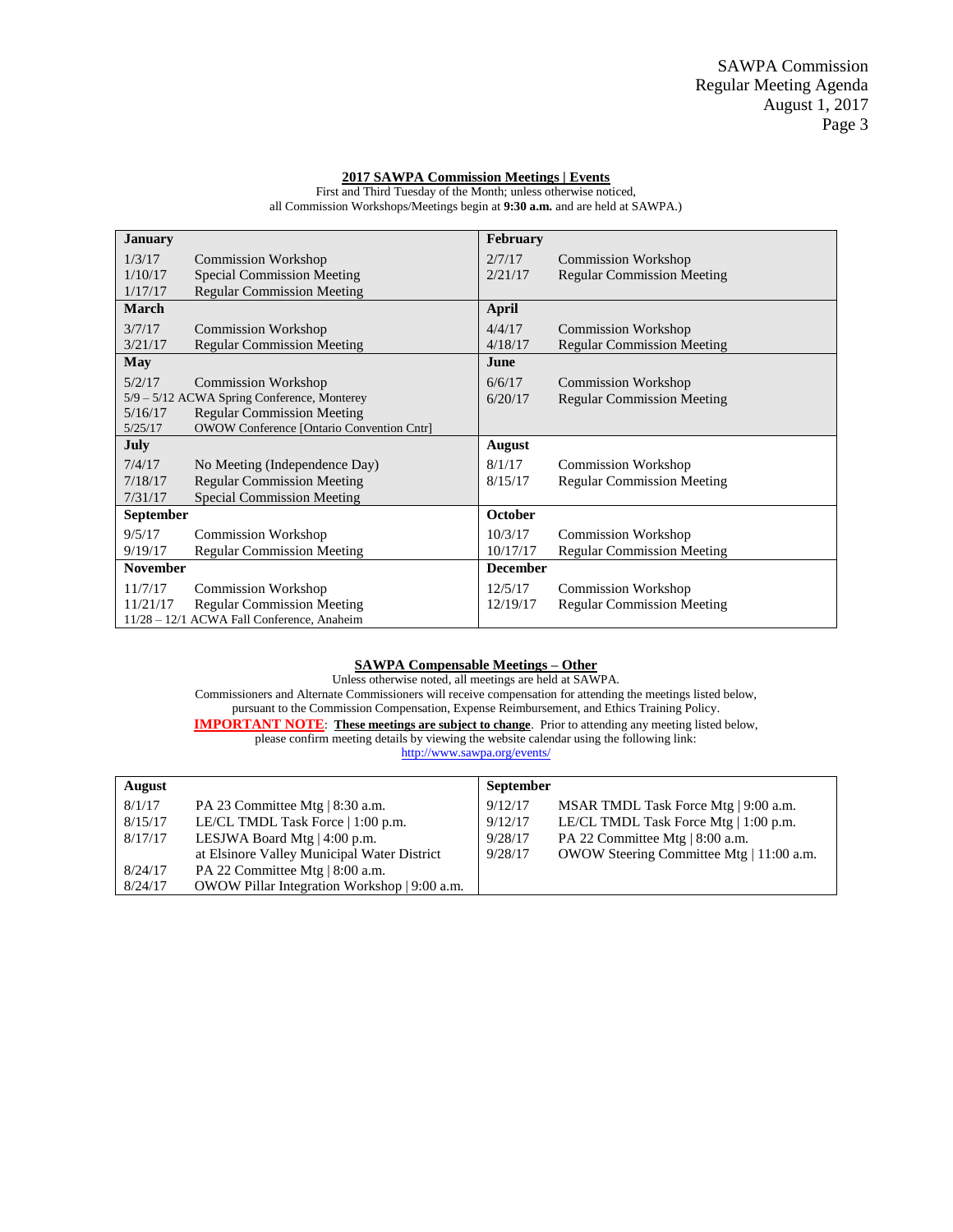## 2017 SAWPA Commission Meetings | Events

First and Third Tuesday of the Month; unless otherwise noticed,
all Commission Workshops/Meetings begin at **9:30 a.m.** and are held at SAWPA.)

| January | | February | |
|---|---|---|---|
| 1/3/17 | Commission Workshop | 2/7/17 | Commission Workshop |
| 1/10/17 | Special Commission Meeting | 2/21/17 | Regular Commission Meeting |
| 1/17/17 | Regular Commission Meeting | | |
| **March** | | **April** | |
| 3/7/17 | Commission Workshop | 4/4/17 | Commission Workshop |
| 3/21/17 | Regular Commission Meeting | 4/18/17 | Regular Commission Meeting |
| **May** | | **June** | |
| 5/2/17 | Commission Workshop | 6/6/17 | Commission Workshop |
| 5/9 – 5/12 ACWA Spring Conference, Monterey | | 6/20/17 | Regular Commission Meeting |
| 5/16/17 | Regular Commission Meeting | | |
| 5/25/17 | OWOW Conference [Ontario Convention Cntr] | | |
| **July** | | **August** | |
| 7/4/17 | No Meeting (Independence Day) | 8/1/17 | Commission Workshop |
| 7/18/17 | Regular Commission Meeting | 8/15/17 | Regular Commission Meeting |
| 7/31/17 | Special Commission Meeting | | |
| **September** | | **October** | |
| 9/5/17 | Commission Workshop | 10/3/17 | Commission Workshop |
| 9/19/17 | Regular Commission Meeting | 10/17/17 | Regular Commission Meeting |
| **November** | | **December** | |
| 11/7/17 | Commission Workshop | 12/5/17 | Commission Workshop |
| 11/21/17 | Regular Commission Meeting | 12/19/17 | Regular Commission Meeting |
| 11/28 – 12/1 ACWA Fall Conference, Anaheim | | | |

## SAWPA Compensable Meetings – Other

Unless otherwise noted, all meetings are held at SAWPA.
Commissioners and Alternate Commissioners will receive compensation for attending the meetings listed below, pursuant to the Commission Compensation, Expense Reimbursement, and Ethics Training Policy.
**IMPORTANT NOTE**: **These meetings are subject to change**. Prior to attending any meeting listed below, please confirm meeting details by viewing the website calendar using the following link:
http://www.sawpa.org/events/

| August | | September | |
|---|---|---|---|
| 8/1/17 | PA 23 Committee Mtg \| 8:30 a.m. | 9/12/17 | MSAR TMDL Task Force Mtg \| 9:00 a.m. |
| 8/15/17 | LE/CL TMDL Task Force \| 1:00 p.m. | 9/12/17 | LE/CL TMDL Task Force Mtg \| 1:00 p.m. |
| 8/17/17 | LESJWA Board Mtg \| 4:00 p.m. at Elsinore Valley Municipal Water District | 9/28/17 | PA 22 Committee Mtg \| 8:00 a.m. |
| 8/24/17 | PA 22 Committee Mtg \| 8:00 a.m. | 9/28/17 | OWOW Steering Committee Mtg \| 11:00 a.m. |
| 8/24/17 | OWOW Pillar Integration Workshop \| 9:00 a.m. | | |